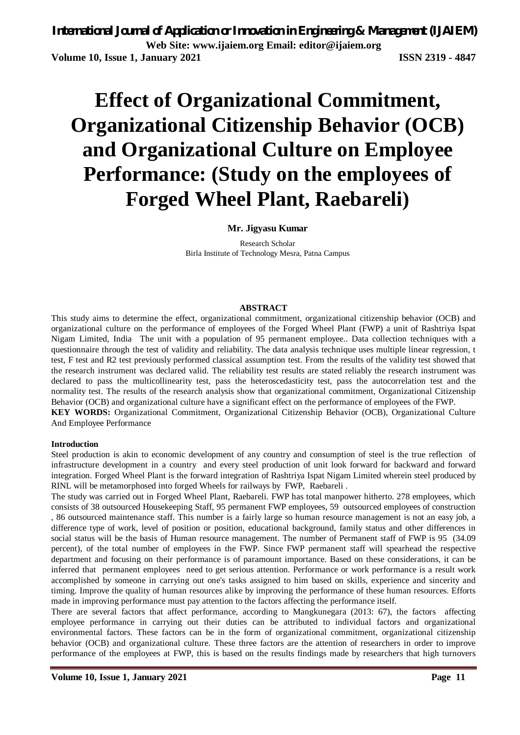# Effect of Organizational Commitment, Organizational Citizenship Behavior (OCB) and Organizational Culture on Employee Performance: (Study on the employees of Forged Wheel Plant, Raebareli)

**Mr. Jigyasu Kumar**

Research Scholar
Birla Institute of Technology Mesra, Patna Campus

## ABSTRACT

This study aims to determine the effect, organizational commitment, organizational citizenship behavior (OCB) and organizational culture on the performance of employees of the Forged Wheel Plant (FWP) a unit of Rashtriya Ispat Nigam Limited, India The unit with a population of 95 permanent employee.. Data collection techniques with a questionnaire through the test of validity and reliability. The data analysis technique uses multiple linear regression, t test, F test and R2 test previously performed classical assumption test. From the results of the validity test showed that the research instrument was declared valid. The reliability test results are stated reliably the research instrument was declared to pass the multicollinearity test, pass the heteroscedasticity test, pass the autocorrelation test and the normality test. The results of the research analysis show that organizational commitment, Organizational Citizenship Behavior (OCB) and organizational culture have a significant effect on the performance of employees of the FWP.

**KEY WORDS:** Organizational Commitment, Organizational Citizenship Behavior (OCB), Organizational Culture And Employee Performance

## Introduction

Steel production is akin to economic development of any country and consumption of steel is the true reflection of infrastructure development in a country and every steel production of unit look forward for backward and forward integration. Forged Wheel Plant is the forward integration of Rashtriya Ispat Nigam Limited wherein steel produced by RINL will be metamorphosed into forged Wheels for railways by FWP, Raebareli .

The study was carried out in Forged Wheel Plant, Raebareli. FWP has total manpower hitherto. 278 employees, which consists of 38 outsourced Housekeeping Staff, 95 permanent FWP employees, 59 outsourced employees of construction , 86 outsourced maintenance staff. This number is a fairly large so human resource management is not an easy job, a difference type of work, level of position or position, educational background, family status and other differences in social status will be the basis of Human resource management. The number of Permanent staff of FWP is 95 (34.09 percent), of the total number of employees in the FWP. Since FWP permanent staff will spearhead the respective department and focusing on their performance is of paramount importance. Based on these considerations, it can be inferred that permanent employees need to get serious attention. Performance or work performance is a result work accomplished by someone in carrying out one's tasks assigned to him based on skills, experience and sincerity and timing. Improve the quality of human resources alike by improving the performance of these human resources. Efforts made in improving performance must pay attention to the factors affecting the performance itself.

There are several factors that affect performance, according to Mangkunegara (2013: 67), the factors affecting employee performance in carrying out their duties can be attributed to individual factors and organizational environmental factors. These factors can be in the form of organizational commitment, organizational citizenship behavior (OCB) and organizational culture. These three factors are the attention of researchers in order to improve performance of the employees at FWP, this is based on the results findings made by researchers that high turnovers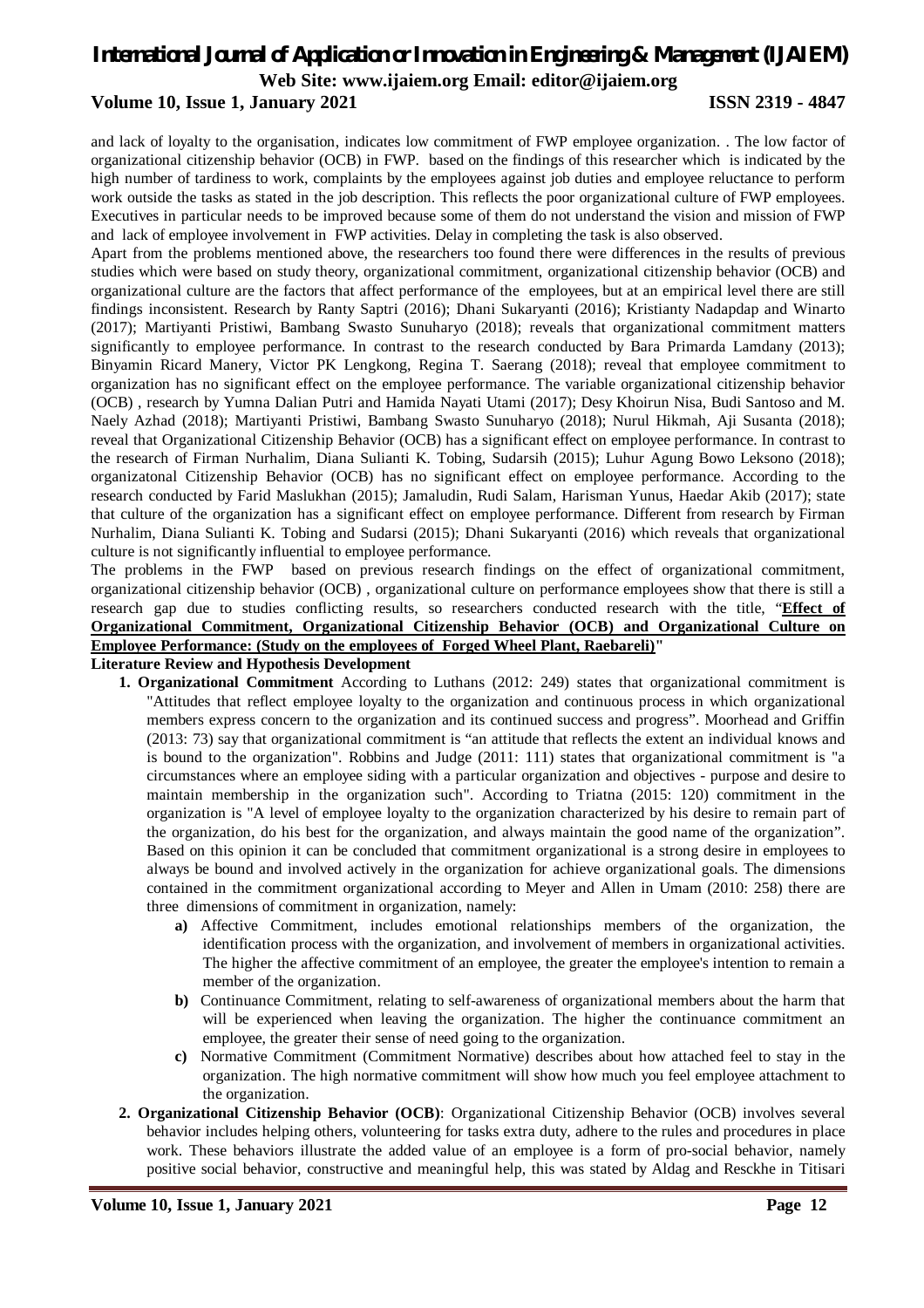and lack of loyalty to the organisation, indicates low commitment of FWP employee organization. . The low factor of organizational citizenship behavior (OCB) in FWP. based on the findings of this researcher which is indicated by the high number of tardiness to work, complaints by the employees against job duties and employee reluctance to perform work outside the tasks as stated in the job description. This reflects the poor organizational culture of FWP employees. Executives in particular needs to be improved because some of them do not understand the vision and mission of FWP and lack of employee involvement in FWP activities. Delay in completing the task is also observed.

Apart from the problems mentioned above, the researchers too found there were differences in the results of previous studies which were based on study theory, organizational commitment, organizational citizenship behavior (OCB) and organizational culture are the factors that affect performance of the employees, but at an empirical level there are still findings inconsistent. Research by Ranty Saptri (2016); Dhani Sukaryanti (2016); Kristianty Nadapdap and Winarto (2017); Martiyanti Pristiwi, Bambang Swasto Sunuharyo (2018); reveals that organizational commitment matters significantly to employee performance. In contrast to the research conducted by Bara Primarda Lamdany (2013); Binyamin Ricard Manery, Victor PK Lengkong, Regina T. Saerang (2018); reveal that employee commitment to organization has no significant effect on the employee performance. The variable organizational citizenship behavior (OCB) , research by Yumna Dalian Putri and Hamida Nayati Utami (2017); Desy Khoirun Nisa, Budi Santoso and M. Naely Azhad (2018); Martiyanti Pristiwi, Bambang Swasto Sunuharyo (2018); Nurul Hikmah, Aji Susanta (2018); reveal that Organizational Citizenship Behavior (OCB) has a significant effect on employee performance. In contrast to the research of Firman Nurhalim, Diana Sulianti K. Tobing, Sudarsih (2015); Luhur Agung Bowo Leksono (2018); organizatonal Citizenship Behavior (OCB) has no significant effect on employee performance. According to the research conducted by Farid Maslukhan (2015); Jamaludin, Rudi Salam, Harisman Yunus, Haedar Akib (2017); state that culture of the organization has a significant effect on employee performance. Different from research by Firman Nurhalim, Diana Sulianti K. Tobing and Sudarsi (2015); Dhani Sukaryanti (2016) which reveals that organizational culture is not significantly influential to employee performance.

The problems in the FWP based on previous research findings on the effect of organizational commitment, organizational citizenship behavior (OCB) , organizational culture on performance employees show that there is still a research gap due to studies conflicting results, so researchers conducted research with the title, "**Effect of Organizational Commitment, Organizational Citizenship Behavior (OCB) and Organizational Culture on Employee Performance: (Study on the employees of Forged Wheel Plant, Raebareli)**"

**Literature Review and Hypothesis Development**

1. **Organizational Commitment** According to Luthans (2012: 249) states that organizational commitment is "Attitudes that reflect employee loyalty to the organization and continuous process in which organizational members express concern to the organization and its continued success and progress". Moorhead and Griffin (2013: 73) say that organizational commitment is "an attitude that reflects the extent an individual knows and is bound to the organization". Robbins and Judge (2011: 111) states that organizational commitment is "a circumstances where an employee siding with a particular organization and objectives - purpose and desire to maintain membership in the organization such". According to Triatna (2015: 120) commitment in the organization is "A level of employee loyalty to the organization characterized by his desire to remain part of the organization, do his best for the organization, and always maintain the good name of the organization". Based on this opinion it can be concluded that commitment organizational is a strong desire in employees to always be bound and involved actively in the organization for achieve organizational goals. The dimensions contained in the commitment organizational according to Meyer and Allen in Umam (2010: 258) there are three dimensions of commitment in organization, namely:
   - **a)** Affective Commitment, includes emotional relationships members of the organization, the identification process with the organization, and involvement of members in organizational activities. The higher the affective commitment of an employee, the greater the employee's intention to remain a member of the organization.
   - **b)** Continuance Commitment, relating to self-awareness of organizational members about the harm that will be experienced when leaving the organization. The higher the continuance commitment an employee, the greater their sense of need going to the organization.
   - **c)** Normative Commitment (Commitment Normative) describes about how attached feel to stay in the organization. The high normative commitment will show how much you feel employee attachment to the organization.
2. **Organizational Citizenship Behavior (OCB)**: Organizational Citizenship Behavior (OCB) involves several behavior includes helping others, volunteering for tasks extra duty, adhere to the rules and procedures in place work. These behaviors illustrate the added value of an employee is a form of pro-social behavior, namely positive social behavior, constructive and meaningful help, this was stated by Aldag and Resckhe in Titisari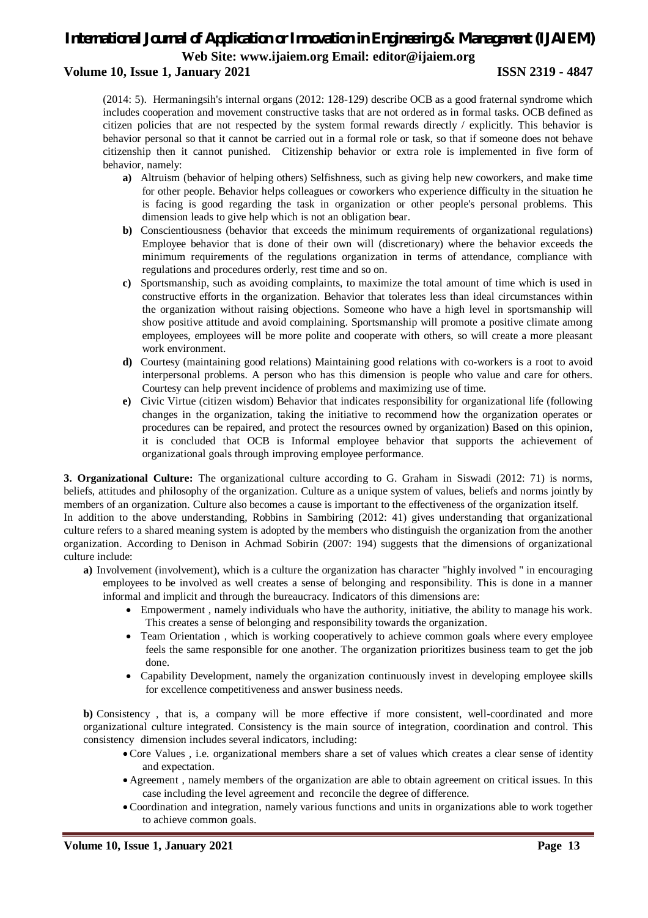(2014: 5). Hermaningsih's internal organs (2012: 128-129) describe OCB as a good fraternal syndrome which includes cooperation and movement constructive tasks that are not ordered as in formal tasks. OCB defined as citizen policies that are not respected by the system formal rewards directly / explicitly. This behavior is behavior personal so that it cannot be carried out in a formal role or task, so that if someone does not behave citizenship then it cannot punished. Citizenship behavior or extra role is implemented in five form of behavior, namely:

- **a)** Altruism (behavior of helping others) Selfishness, such as giving help new coworkers, and make time for other people. Behavior helps colleagues or coworkers who experience difficulty in the situation he is facing is good regarding the task in organization or other people's personal problems. This dimension leads to give help which is not an obligation bear.
- **b)** Conscientiousness (behavior that exceeds the minimum requirements of organizational regulations) Employee behavior that is done of their own will (discretionary) where the behavior exceeds the minimum requirements of the regulations organization in terms of attendance, compliance with regulations and procedures orderly, rest time and so on.
- **c)** Sportsmanship, such as avoiding complaints, to maximize the total amount of time which is used in constructive efforts in the organization. Behavior that tolerates less than ideal circumstances within the organization without raising objections. Someone who have a high level in sportsmanship will show positive attitude and avoid complaining. Sportsmanship will promote a positive climate among employees, employees will be more polite and cooperate with others, so will create a more pleasant work environment.
- **d)** Courtesy (maintaining good relations) Maintaining good relations with co-workers is a root to avoid interpersonal problems. A person who has this dimension is people who value and care for others. Courtesy can help prevent incidence of problems and maximizing use of time.
- **e)** Civic Virtue (citizen wisdom) Behavior that indicates responsibility for organizational life (following changes in the organization, taking the initiative to recommend how the organization operates or procedures can be repaired, and protect the resources owned by organization) Based on this opinion, it is concluded that OCB is Informal employee behavior that supports the achievement of organizational goals through improving employee performance.

**3. Organizational Culture:** The organizational culture according to G. Graham in Siswadi (2012: 71) is norms, beliefs, attitudes and philosophy of the organization. Culture as a unique system of values, beliefs and norms jointly by members of an organization. Culture also becomes a cause is important to the effectiveness of the organization itself.
In addition to the above understanding, Robbins in Sambiring (2012: 41) gives understanding that organizational culture refers to a shared meaning system is adopted by the members who distinguish the organization from the another organization. According to Denison in Achmad Sobirin (2007: 194) suggests that the dimensions of organizational culture include:

**a)** Involvement (involvement), which is a culture the organization has character "highly involved " in encouraging employees to be involved as well creates a sense of belonging and responsibility. This is done in a manner informal and implicit and through the bureaucracy. Indicators of this dimensions are:

- Empowerment , namely individuals who have the authority, initiative, the ability to manage his work. This creates a sense of belonging and responsibility towards the organization.
- Team Orientation , which is working cooperatively to achieve common goals where every employee feels the same responsible for one another. The organization prioritizes business team to get the job done.
- Capability Development, namely the organization continuously invest in developing employee skills for excellence competitiveness and answer business needs.

**b)** Consistency , that is, a company will be more effective if more consistent, well-coordinated and more organizational culture integrated. Consistency is the main source of integration, coordination and control. This consistency dimension includes several indicators, including:

- Core Values , i.e. organizational members share a set of values which creates a clear sense of identity and expectation.
- Agreement , namely members of the organization are able to obtain agreement on critical issues. In this case including the level agreement and reconcile the degree of difference.
- Coordination and integration, namely various functions and units in organizations able to work together to achieve common goals.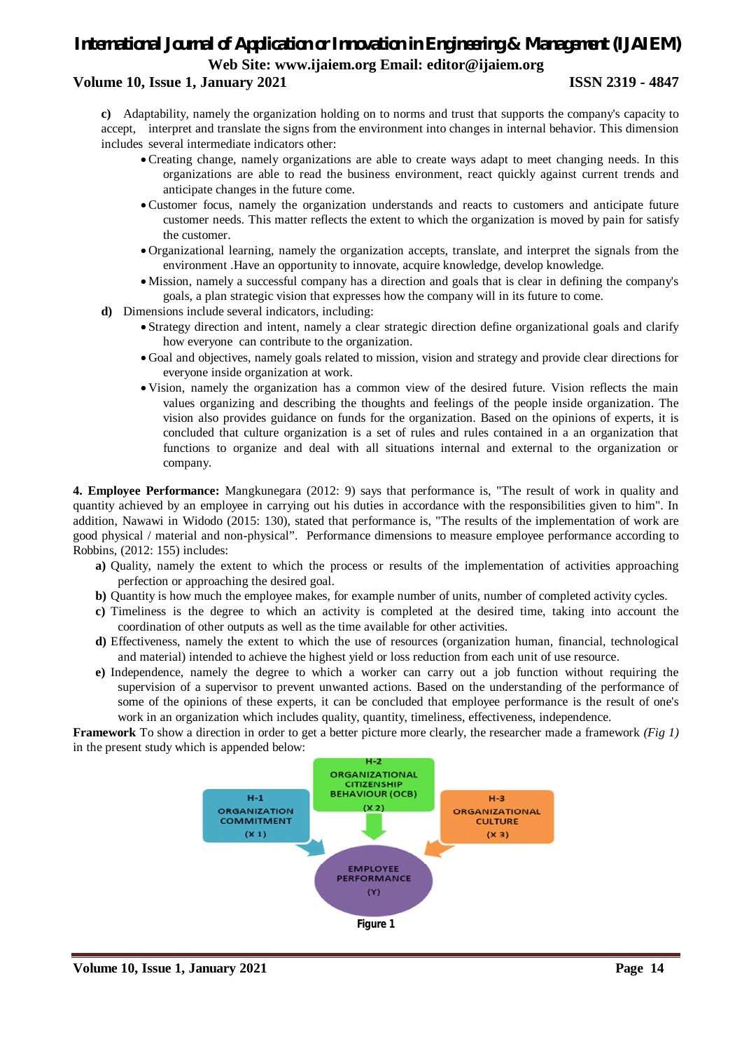**c)** Adaptability, namely the organization holding on to norms and trust that supports the company's capacity to accept, interpret and translate the signs from the environment into changes in internal behavior. This dimension includes several intermediate indicators other:

- Creating change, namely organizations are able to create ways adapt to meet changing needs. In this organizations are able to read the business environment, react quickly against current trends and anticipate changes in the future come.
- Customer focus, namely the organization understands and reacts to customers and anticipate future customer needs. This matter reflects the extent to which the organization is moved by pain for satisfy the customer.
- Organizational learning, namely the organization accepts, translate, and interpret the signals from the environment .Have an opportunity to innovate, acquire knowledge, develop knowledge.
- Mission, namely a successful company has a direction and goals that is clear in defining the company's goals, a plan strategic vision that expresses how the company will in its future to come.

**d)** Dimensions include several indicators, including:

- Strategy direction and intent, namely a clear strategic direction define organizational goals and clarify how everyone can contribute to the organization.
- Goal and objectives, namely goals related to mission, vision and strategy and provide clear directions for everyone inside organization at work.
- Vision, namely the organization has a common view of the desired future. Vision reflects the main values organizing and describing the thoughts and feelings of the people inside organization. The vision also provides guidance on funds for the organization. Based on the opinions of experts, it is concluded that culture organization is a set of rules and rules contained in a an organization that functions to organize and deal with all situations internal and external to the organization or company.

**4. Employee Performance:** Mangkunegara (2012: 9) says that performance is, "The result of work in quality and quantity achieved by an employee in carrying out his duties in accordance with the responsibilities given to him". In addition, Nawawi in Widodo (2015: 130), stated that performance is, "The results of the implementation of work are good physical / material and non-physical". Performance dimensions to measure employee performance according to Robbins, (2012: 155) includes:

**a)** Quality, namely the extent to which the process or results of the implementation of activities approaching perfection or approaching the desired goal.

**b)** Quantity is how much the employee makes, for example number of units, number of completed activity cycles.

**c)** Timeliness is the degree to which an activity is completed at the desired time, taking into account the coordination of other outputs as well as the time available for other activities.

**d)** Effectiveness, namely the extent to which the use of resources (organization human, financial, technological and material) intended to achieve the highest yield or loss reduction from each unit of use resource.

**e)** Independence, namely the degree to which a worker can carry out a job function without requiring the supervision of a supervisor to prevent unwanted actions. Based on the understanding of the performance of some of the opinions of these experts, it can be concluded that employee performance is the result of one's work in an organization which includes quality, quantity, timeliness, effectiveness, independence.

**Framework** To show a direction in order to get a better picture more clearly, the researcher made a framework *(Fig 1)* in the present study which is appended below:

H-1 ORGANIZATION COMMITMENT (X 1)

H-2 ORGANIZATIONAL CITIZENSHIP BEHAVIOUR (OCB) (X 2)

H-3 ORGANIZATIONAL CULTURE (X 3)

EMPLOYEE PERFORMANCE (Y)

Figure 1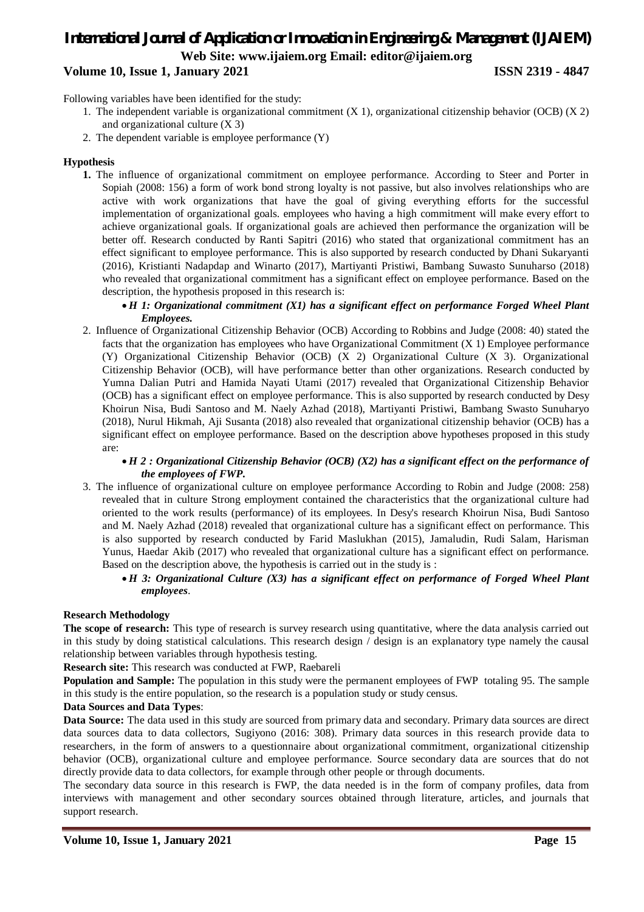Following variables have been identified for the study:

1. The independent variable is organizational commitment (X 1), organizational citizenship behavior (OCB) (X 2) and organizational culture (X 3)
2. The dependent variable is employee performance (Y)

**Hypothesis**

1. The influence of organizational commitment on employee performance. According to Steer and Porter in Sopiah (2008: 156) a form of work bond strong loyalty is not passive, but also involves relationships who are active with work organizations that have the goal of giving everything efforts for the successful implementation of organizational goals. employees who having a high commitment will make every effort to achieve organizational goals. If organizational goals are achieved then performance the organization will be better off. Research conducted by Ranti Sapitri (2016) who stated that organizational commitment has an effect significant to employee performance. This is also supported by research conducted by Dhani Sukaryanti (2016), Kristianti Nadapdap and Winarto (2017), Martiyanti Pristiwi, Bambang Suwasto Sunuharso (2018) who revealed that organizational commitment has a significant effect on employee performance. Based on the description, the hypothesis proposed in this research is:
   - ***H 1: Organizational commitment (X1) has a significant effect on performance Forged Wheel Plant Employees.***
2. Influence of Organizational Citizenship Behavior (OCB) According to Robbins and Judge (2008: 40) stated the facts that the organization has employees who have Organizational Commitment (X 1) Employee performance (Y) Organizational Citizenship Behavior (OCB) (X 2) Organizational Culture (X 3). Organizational Citizenship Behavior (OCB), will have performance better than other organizations. Research conducted by Yumna Dalian Putri and Hamida Nayati Utami (2017) revealed that Organizational Citizenship Behavior (OCB) has a significant effect on employee performance. This is also supported by research conducted by Desy Khoirun Nisa, Budi Santoso and M. Naely Azhad (2018), Martiyanti Pristiwi, Bambang Swasto Sunuharyo (2018), Nurul Hikmah, Aji Susanta (2018) also revealed that organizational citizenship behavior (OCB) has a significant effect on employee performance. Based on the description above hypotheses proposed in this study are:
   - ***H 2 : Organizational Citizenship Behavior (OCB) (X2) has a significant effect on the performance of the employees of FWP.***
3. The influence of organizational culture on employee performance According to Robin and Judge (2008: 258) revealed that in culture Strong employment contained the characteristics that the organizational culture had oriented to the work results (performance) of its employees. In Desy's research Khoirun Nisa, Budi Santoso and M. Naely Azhad (2018) revealed that organizational culture has a significant effect on performance. This is also supported by research conducted by Farid Maslukhan (2015), Jamaludin, Rudi Salam, Harisman Yunus, Haedar Akib (2017) who revealed that organizational culture has a significant effect on performance. Based on the description above, the hypothesis is carried out in the study is :
   - ***H 3: Organizational Culture (X3) has a significant effect on performance of Forged Wheel Plant employees***.

**Research Methodology**

**The scope of research:** This type of research is survey research using quantitative, where the data analysis carried out in this study by doing statistical calculations. This research design / design is an explanatory type namely the causal relationship between variables through hypothesis testing.

**Research site:** This research was conducted at FWP, Raebareli

**Population and Sample:** The population in this study were the permanent employees of FWP totaling 95. The sample in this study is the entire population, so the research is a population study or study census.

**Data Sources and Data Types**:

**Data Source:** The data used in this study are sourced from primary data and secondary. Primary data sources are direct data sources data to data collectors, Sugiyono (2016: 308). Primary data sources in this research provide data to researchers, in the form of answers to a questionnaire about organizational commitment, organizational citizenship behavior (OCB), organizational culture and employee performance. Source secondary data are sources that do not directly provide data to data collectors, for example through other people or through documents.

The secondary data source in this research is FWP, the data needed is in the form of company profiles, data from interviews with management and other secondary sources obtained through literature, articles, and journals that support research.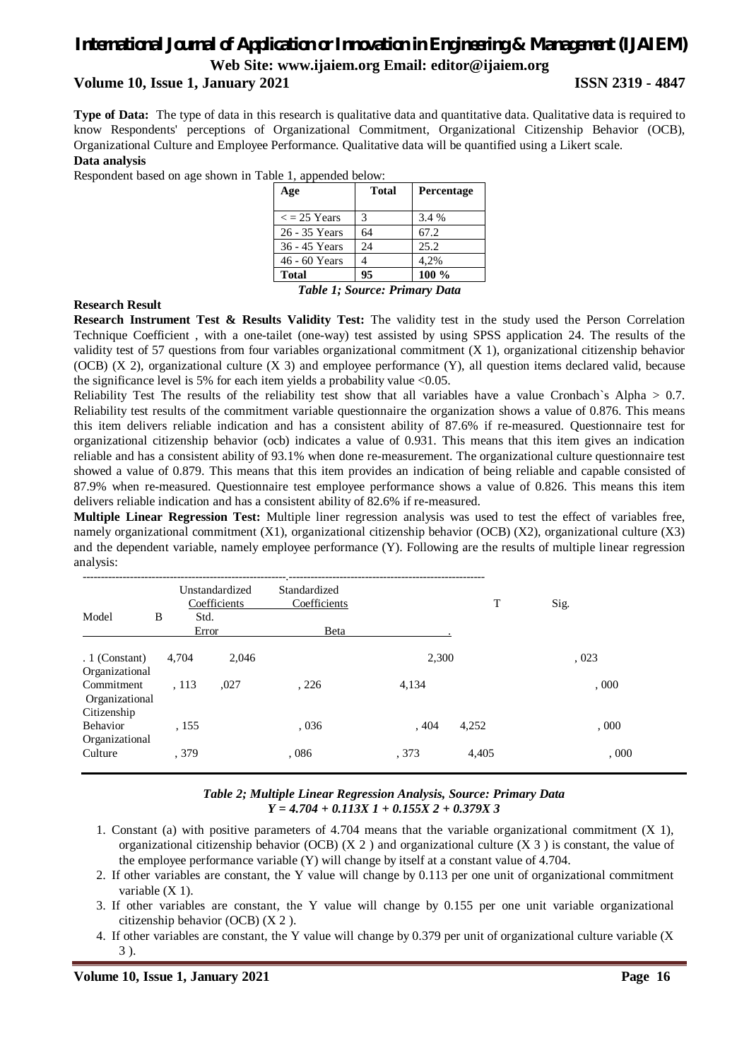**Type of Data:** The type of data in this research is qualitative data and quantitative data. Qualitative data is required to know Respondents' perceptions of Organizational Commitment, Organizational Citizenship Behavior (OCB), Organizational Culture and Employee Performance. Qualitative data will be quantified using a Likert scale.

**Data analysis**

Respondent based on age shown in Table 1, appended below:

| Age | Total | Percentage |
|---|---|---|
| < = 25 Years | 3 | 3.4 % |
| 26 - 35 Years | 64 | 67.2 |
| 36 - 45 Years | 24 | 25.2 |
| 46 - 60 Years | 4 | 4,2% |
| **Total** | **95** | **100 %** |

***Table 1; Source: Primary Data***

**Research Result**

**Research Instrument Test & Results Validity Test:** The validity test in the study used the Person Correlation Technique Coefficient , with a one-tailet (one-way) test assisted by using SPSS application 24. The results of the validity test of 57 questions from four variables organizational commitment (X 1), organizational citizenship behavior (OCB) (X 2), organizational culture (X 3) and employee performance (Y), all question items declared valid, because the significance level is 5% for each item yields a probability value <0.05.

Reliability Test The results of the reliability test show that all variables have a value Cronbach`s Alpha > 0.7. Reliability test results of the commitment variable questionnaire the organization shows a value of 0.876. This means this item delivers reliable indication and has a consistent ability of 87.6% if re-measured. Questionnaire test for organizational citizenship behavior (ocb) indicates a value of 0.931. This means that this item gives an indication reliable and has a consistent ability of 93.1% when done re-measurement. The organizational culture questionnaire test showed a value of 0.879. This means that this item provides an indication of being reliable and capable consisted of 87.9% when re-measured. Questionnaire test employee performance shows a value of 0.826. This means this item delivers reliable indication and has a consistent ability of 82.6% if re-measured.

**Multiple Linear Regression Test:** Multiple liner regression analysis was used to test the effect of variables free, namely organizational commitment (X1), organizational citizenship behavior (OCB) (X2), organizational culture (X3) and the dependent variable, namely employee performance (Y). Following are the results of multiple linear regression analysis:

| Model | Unstandardized Coefficients B | Unstandardized Coefficients Std. Error | Standardized Coefficients Beta | T | Sig. |
|---|---|---|---|---|---|
| . 1 (Constant) | 4,704 | 2,046 | | 2,300 | , 023 |
| Organizational Commitment | , 113 | ,027 | , 226 | 4,134 | , 000 |
| Organizational Citizenship Behavior | , 155 | , 036 | , 404 | 4,252 | , 000 |
| Organizational Culture | , 379 | , 086 | , 373 | 4,405 | , 000 |

***Table 2; Multiple Linear Regression Analysis, Source: Primary Data***

$$Y = 4.704 + 0.113X\ 1 + 0.155X\ 2 + 0.379X\ 3$$

1. Constant (a) with positive parameters of 4.704 means that the variable organizational commitment (X 1), organizational citizenship behavior (OCB) (X 2 ) and organizational culture (X 3 ) is constant, the value of the employee performance variable (Y) will change by itself at a constant value of 4.704.
2. If other variables are constant, the Y value will change by 0.113 per one unit of organizational commitment variable (X 1).
3. If other variables are constant, the Y value will change by 0.155 per one unit variable organizational citizenship behavior (OCB) (X 2 ).
4. If other variables are constant, the Y value will change by 0.379 per unit of organizational culture variable (X 3 ).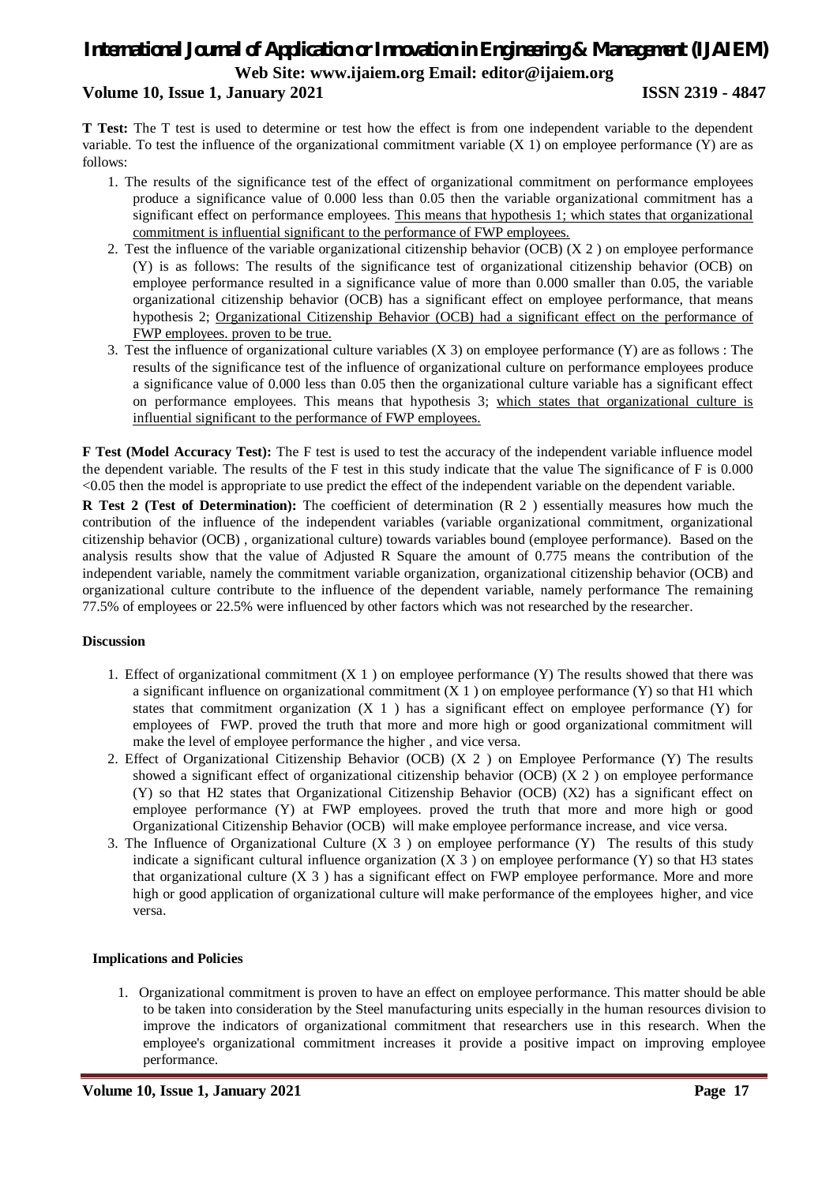**T Test:** The T test is used to determine or test how the effect is from one independent variable to the dependent variable. To test the influence of the organizational commitment variable (X 1) on employee performance (Y) are as follows:

1. The results of the significance test of the effect of organizational commitment on performance employees produce a significance value of 0.000 less than 0.05 then the variable organizational commitment has a significant effect on performance employees. This means that hypothesis 1; which states that organizational commitment is influential significant to the performance of FWP employees.
2. Test the influence of the variable organizational citizenship behavior (OCB) (X 2 ) on employee performance (Y) is as follows: The results of the significance test of organizational citizenship behavior (OCB) on employee performance resulted in a significance value of more than 0.000 smaller than 0.05, the variable organizational citizenship behavior (OCB) has a significant effect on employee performance, that means hypothesis 2; Organizational Citizenship Behavior (OCB) had a significant effect on the performance of FWP employees. proven to be true.
3. Test the influence of organizational culture variables (X 3) on employee performance (Y) are as follows : The results of the significance test of the influence of organizational culture on performance employees produce a significance value of 0.000 less than 0.05 then the organizational culture variable has a significant effect on performance employees. This means that hypothesis 3; which states that organizational culture is influential significant to the performance of FWP employees.

**F Test (Model Accuracy Test):** The F test is used to test the accuracy of the independent variable influence model the dependent variable. The results of the F test in this study indicate that the value The significance of F is 0.000 <0.05 then the model is appropriate to use predict the effect of the independent variable on the dependent variable.

**R Test 2 (Test of Determination):** The coefficient of determination (R 2 ) essentially measures how much the contribution of the influence of the independent variables (variable organizational commitment, organizational citizenship behavior (OCB) , organizational culture) towards variables bound (employee performance). Based on the analysis results show that the value of Adjusted R Square the amount of 0.775 means the contribution of the independent variable, namely the commitment variable organization, organizational citizenship behavior (OCB) and organizational culture contribute to the influence of the dependent variable, namely performance The remaining 77.5% of employees or 22.5% were influenced by other factors which was not researched by the researcher.

**Discussion**

1. Effect of organizational commitment (X 1 ) on employee performance (Y) The results showed that there was a significant influence on organizational commitment (X 1 ) on employee performance (Y) so that H1 which states that commitment organization (X 1 ) has a significant effect on employee performance (Y) for employees of FWP. proved the truth that more and more high or good organizational commitment will make the level of employee performance the higher , and vice versa.
2. Effect of Organizational Citizenship Behavior (OCB) (X 2 ) on Employee Performance (Y) The results showed a significant effect of organizational citizenship behavior (OCB) (X 2 ) on employee performance (Y) so that H2 states that Organizational Citizenship Behavior (OCB) (X2) has a significant effect on employee performance (Y) at FWP employees. proved the truth that more and more high or good Organizational Citizenship Behavior (OCB) will make employee performance increase, and vice versa.
3. The Influence of Organizational Culture (X 3 ) on employee performance (Y) The results of this study indicate a significant cultural influence organization (X 3 ) on employee performance (Y) so that H3 states that organizational culture (X 3 ) has a significant effect on FWP employee performance. More and more high or good application of organizational culture will make performance of the employees higher, and vice versa.

**Implications and Policies**

1. Organizational commitment is proven to have an effect on employee performance. This matter should be able to be taken into consideration by the Steel manufacturing units especially in the human resources division to improve the indicators of organizational commitment that researchers use in this research. When the employee's organizational commitment increases it provide a positive impact on improving employee performance.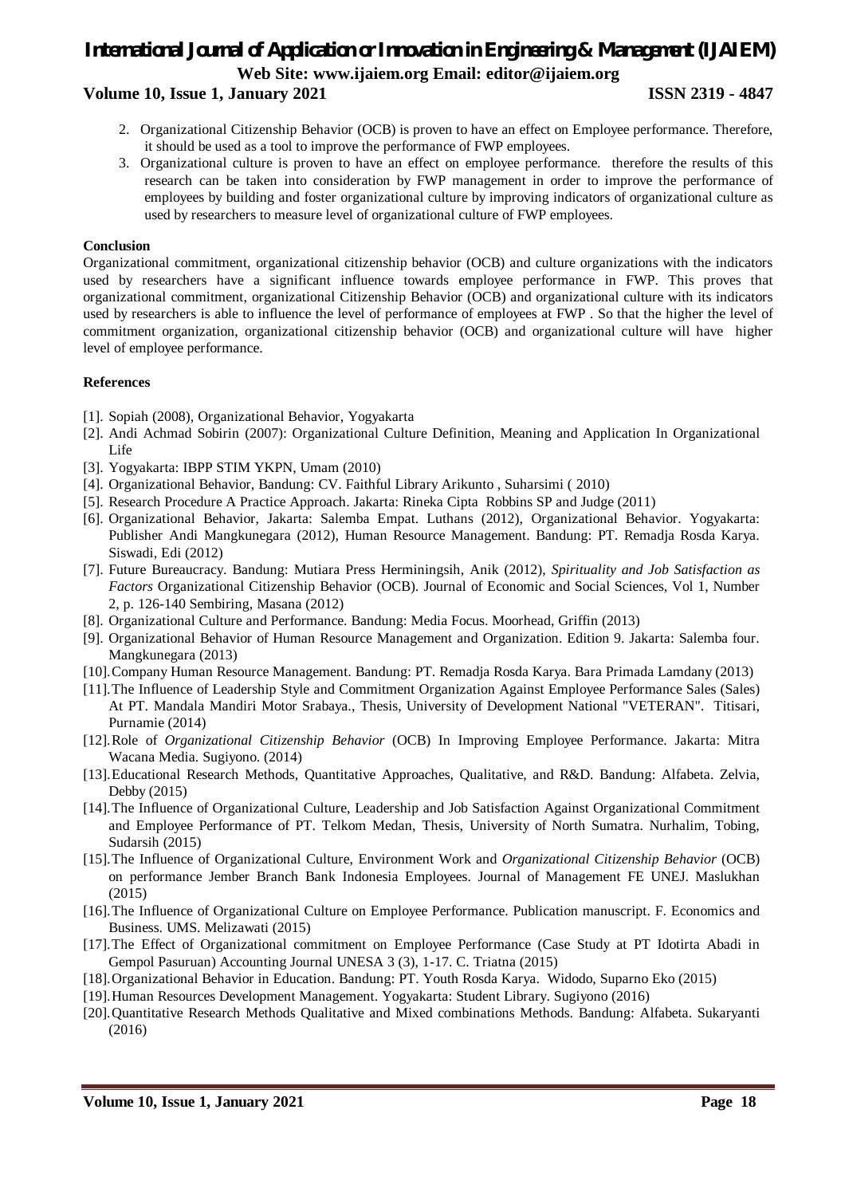2. Organizational Citizenship Behavior (OCB) is proven to have an effect on Employee performance. Therefore, it should be used as a tool to improve the performance of FWP employees.
3. Organizational culture is proven to have an effect on employee performance. therefore the results of this research can be taken into consideration by FWP management in order to improve the performance of employees by building and foster organizational culture by improving indicators of organizational culture as used by researchers to measure level of organizational culture of FWP employees.

**Conclusion**

Organizational commitment, organizational citizenship behavior (OCB) and culture organizations with the indicators used by researchers have a significant influence towards employee performance in FWP. This proves that organizational commitment, organizational Citizenship Behavior (OCB) and organizational culture with its indicators used by researchers is able to influence the level of performance of employees at FWP . So that the higher the level of commitment organization, organizational citizenship behavior (OCB) and organizational culture will have higher level of employee performance.

**References**

[1]. Sopiah (2008), Organizational Behavior, Yogyakarta
[2]. Andi Achmad Sobirin (2007): Organizational Culture Definition, Meaning and Application In Organizational Life
[3]. Yogyakarta: IBPP STIM YKPN, Umam (2010)
[4]. Organizational Behavior, Bandung: CV. Faithful Library Arikunto , Suharsimi ( 2010)
[5]. Research Procedure A Practice Approach. Jakarta: Rineka Cipta Robbins SP and Judge (2011)
[6]. Organizational Behavior, Jakarta: Salemba Empat. Luthans (2012), Organizational Behavior. Yogyakarta: Publisher Andi Mangkunegara (2012), Human Resource Management. Bandung: PT. Remadja Rosda Karya. Siswadi, Edi (2012)
[7]. Future Bureaucracy. Bandung: Mutiara Press Herminingsih, Anik (2012), *Spirituality and Job Satisfaction as Factors* Organizational Citizenship Behavior (OCB). Journal of Economic and Social Sciences, Vol 1, Number 2, p. 126-140 Sembiring, Masana (2012)
[8]. Organizational Culture and Performance. Bandung: Media Focus. Moorhead, Griffin (2013)
[9]. Organizational Behavior of Human Resource Management and Organization. Edition 9. Jakarta: Salemba four. Mangkunegara (2013)
[10]. Company Human Resource Management. Bandung: PT. Remadja Rosda Karya. Bara Primada Lamdany (2013)
[11]. The Influence of Leadership Style and Commitment Organization Against Employee Performance Sales (Sales) At PT. Mandala Mandiri Motor Srabaya., Thesis, University of Development National "VETERAN". Titisari, Purnamie (2014)
[12]. Role of *Organizational Citizenship Behavior* (OCB) In Improving Employee Performance. Jakarta: Mitra Wacana Media. Sugiyono. (2014)
[13]. Educational Research Methods, Quantitative Approaches, Qualitative, and R&D. Bandung: Alfabeta. Zelvia, Debby (2015)
[14]. The Influence of Organizational Culture, Leadership and Job Satisfaction Against Organizational Commitment and Employee Performance of PT. Telkom Medan, Thesis, University of North Sumatra. Nurhalim, Tobing, Sudarsih (2015)
[15]. The Influence of Organizational Culture, Environment Work and *Organizational Citizenship Behavior* (OCB) on performance Jember Branch Bank Indonesia Employees. Journal of Management FE UNEJ. Maslukhan (2015)
[16]. The Influence of Organizational Culture on Employee Performance. Publication manuscript. F. Economics and Business. UMS. Melizawati (2015)
[17]. The Effect of Organizational commitment on Employee Performance (Case Study at PT Idotirta Abadi in Gempol Pasuruan) Accounting Journal UNESA 3 (3), 1-17. C. Triatna (2015)
[18]. Organizational Behavior in Education. Bandung: PT. Youth Rosda Karya. Widodo, Suparno Eko (2015)
[19]. Human Resources Development Management. Yogyakarta: Student Library. Sugiyono (2016)
[20]. Quantitative Research Methods Qualitative and Mixed combinations Methods. Bandung: Alfabeta. Sukaryanti (2016)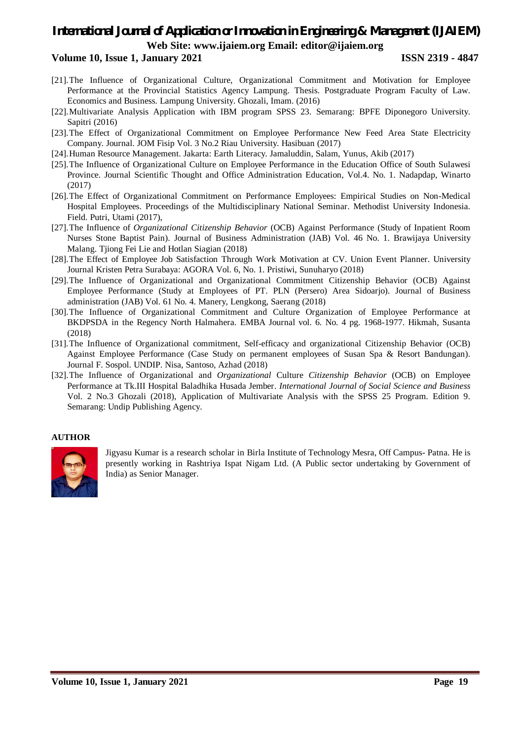[21]. The Influence of Organizational Culture, Organizational Commitment and Motivation for Employee Performance at the Provincial Statistics Agency Lampung. Thesis. Postgraduate Program Faculty of Law. Economics and Business. Lampung University. Ghozali, Imam. (2016)

[22]. Multivariate Analysis Application with IBM program SPSS 23. Semarang: BPFE Diponegoro University. Sapitri (2016)

[23]. The Effect of Organizational Commitment on Employee Performance New Feed Area State Electricity Company. Journal. JOM Fisip Vol. 3 No.2 Riau University. Hasibuan (2017)

[24]. Human Resource Management. Jakarta: Earth Literacy. Jamaluddin, Salam, Yunus, Akib (2017)

[25]. The Influence of Organizational Culture on Employee Performance in the Education Office of South Sulawesi Province. Journal Scientific Thought and Office Administration Education, Vol.4. No. 1. Nadapdap, Winarto (2017)

[26]. The Effect of Organizational Commitment on Performance Employees: Empirical Studies on Non-Medical Hospital Employees. Proceedings of the Multidisciplinary National Seminar. Methodist University Indonesia. Field. Putri, Utami (2017),

[27]. The Influence of *Organizational Citizenship Behavior* (OCB) Against Performance (Study of Inpatient Room Nurses Stone Baptist Pain). Journal of Business Administration (JAB) Vol. 46 No. 1. Brawijaya University Malang. Tjiong Fei Lie and Hotlan Siagian (2018)

[28]. The Effect of Employee Job Satisfaction Through Work Motivation at CV. Union Event Planner. University Journal Kristen Petra Surabaya: AGORA Vol. 6, No. 1. Pristiwi, Sunuharyo (2018)

[29]. The Influence of Organizational and Organizational Commitment Citizenship Behavior (OCB) Against Employee Performance (Study at Employees of PT. PLN (Persero) Area Sidoarjo). Journal of Business administration (JAB) Vol. 61 No. 4. Manery, Lengkong, Saerang (2018)

[30]. The Influence of Organizational Commitment and Culture Organization of Employee Performance at BKDPSDA in the Regency North Halmahera. EMBA Journal vol. 6. No. 4 pg. 1968-1977. Hikmah, Susanta (2018)

[31]. The Influence of Organizational commitment, Self-efficacy and organizational Citizenship Behavior (OCB) Against Employee Performance (Case Study on permanent employees of Susan Spa & Resort Bandungan). Journal F. Sospol. UNDIP. Nisa, Santoso, Azhad (2018)

[32]. The Influence of Organizational and *Organizational* Culture *Citizenship Behavior* (OCB) on Employee Performance at Tk.III Hospital Baladhika Husada Jember. *International Journal of Social Science and Business* Vol. 2 No.3 Ghozali (2018), Application of Multivariate Analysis with the SPSS 25 Program. Edition 9. Semarang: Undip Publishing Agency.

**AUTHOR**

Jigyasu Kumar is a research scholar in Birla Institute of Technology Mesra, Off Campus- Patna. He is presently working in Rashtriya Ispat Nigam Ltd. (A Public sector undertaking by Government of India) as Senior Manager.